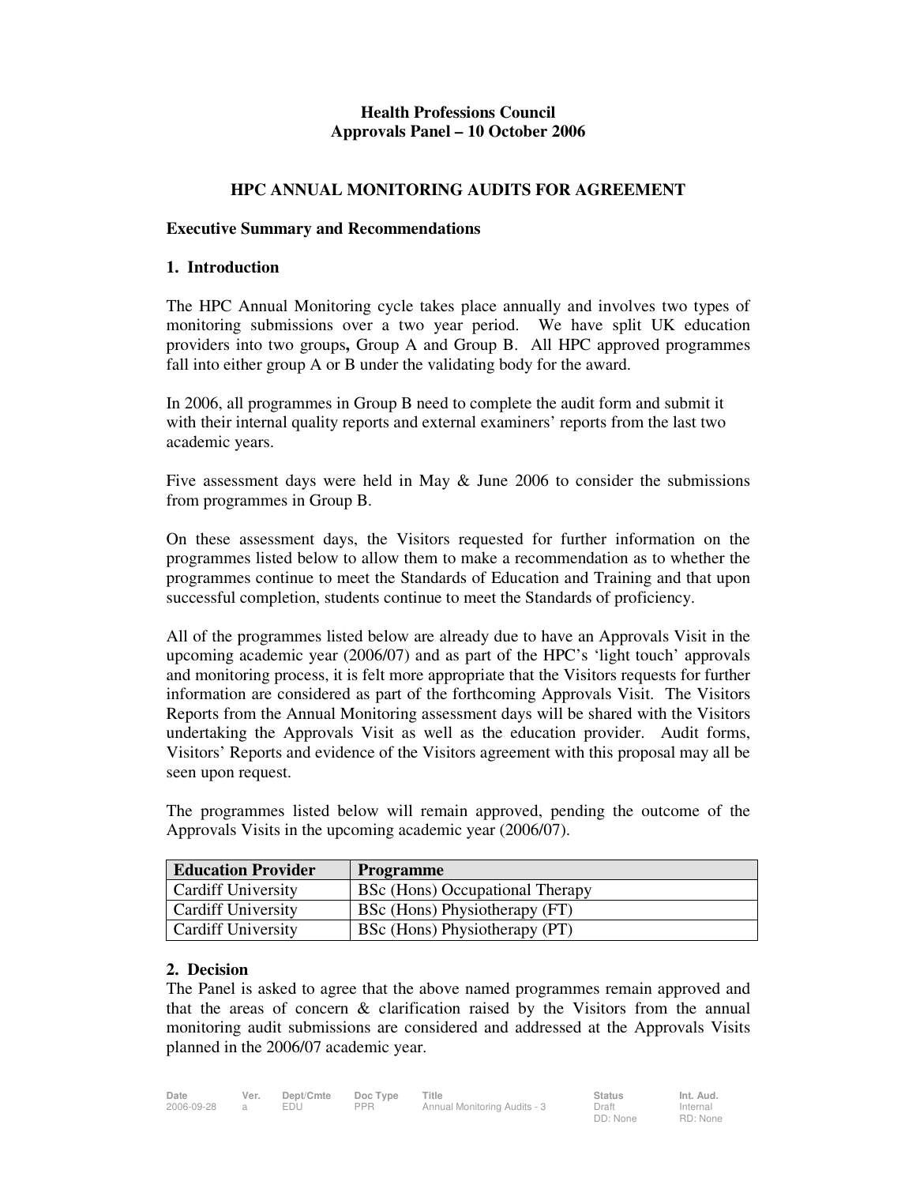**Health Professions Council**
**Approvals Panel – 10 October 2006**

## HPC ANNUAL MONITORING AUDITS FOR AGREEMENT

### Executive Summary and Recommendations

### 1. Introduction

The HPC Annual Monitoring cycle takes place annually and involves two types of monitoring submissions over a two year period. We have split UK education providers into two groups**,** Group A and Group B. All HPC approved programmes fall into either group A or B under the validating body for the award.

In 2006, all programmes in Group B need to complete the audit form and submit it with their internal quality reports and external examiners' reports from the last two academic years.

Five assessment days were held in May & June 2006 to consider the submissions from programmes in Group B.

On these assessment days, the Visitors requested for further information on the programmes listed below to allow them to make a recommendation as to whether the programmes continue to meet the Standards of Education and Training and that upon successful completion, students continue to meet the Standards of proficiency.

All of the programmes listed below are already due to have an Approvals Visit in the upcoming academic year (2006/07) and as part of the HPC's 'light touch' approvals and monitoring process, it is felt more appropriate that the Visitors requests for further information are considered as part of the forthcoming Approvals Visit. The Visitors Reports from the Annual Monitoring assessment days will be shared with the Visitors undertaking the Approvals Visit as well as the education provider. Audit forms, Visitors' Reports and evidence of the Visitors agreement with this proposal may all be seen upon request.

The programmes listed below will remain approved, pending the outcome of the Approvals Visits in the upcoming academic year (2006/07).

| Education Provider | Programme |
|---|---|
| Cardiff University | BSc (Hons) Occupational Therapy |
| Cardiff University | BSc (Hons) Physiotherapy (FT) |
| Cardiff University | BSc (Hons) Physiotherapy (PT) |

### 2. Decision

The Panel is asked to agree that the above named programmes remain approved and that the areas of concern & clarification raised by the Visitors from the annual monitoring audit submissions are considered and addressed at the Approvals Visits planned in the 2006/07 academic year.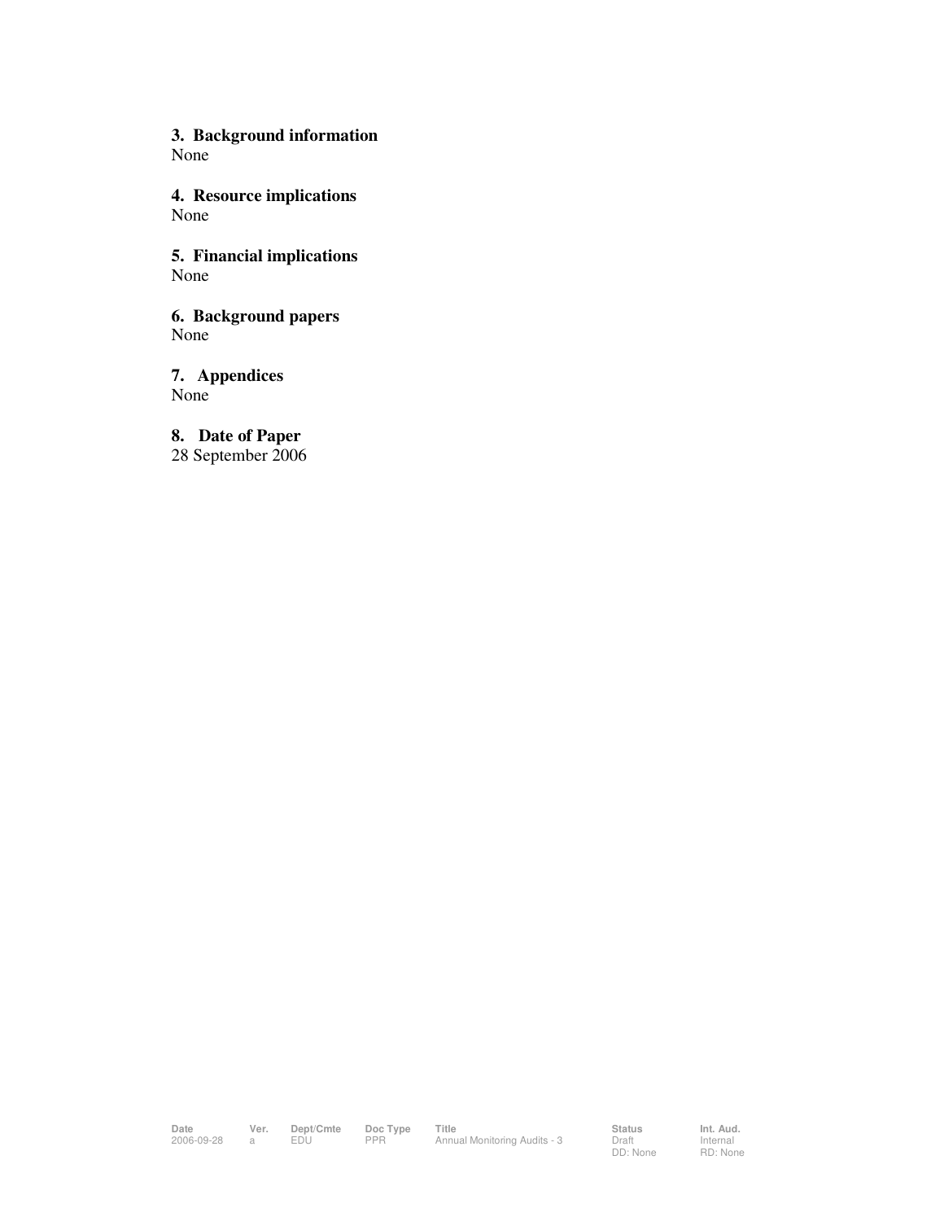### 3. Background information
None

### 4. Resource implications
None

### 5. Financial implications
None

### 6. Background papers
None

### 7. Appendices
None

### 8. Date of Paper
28 September 2006